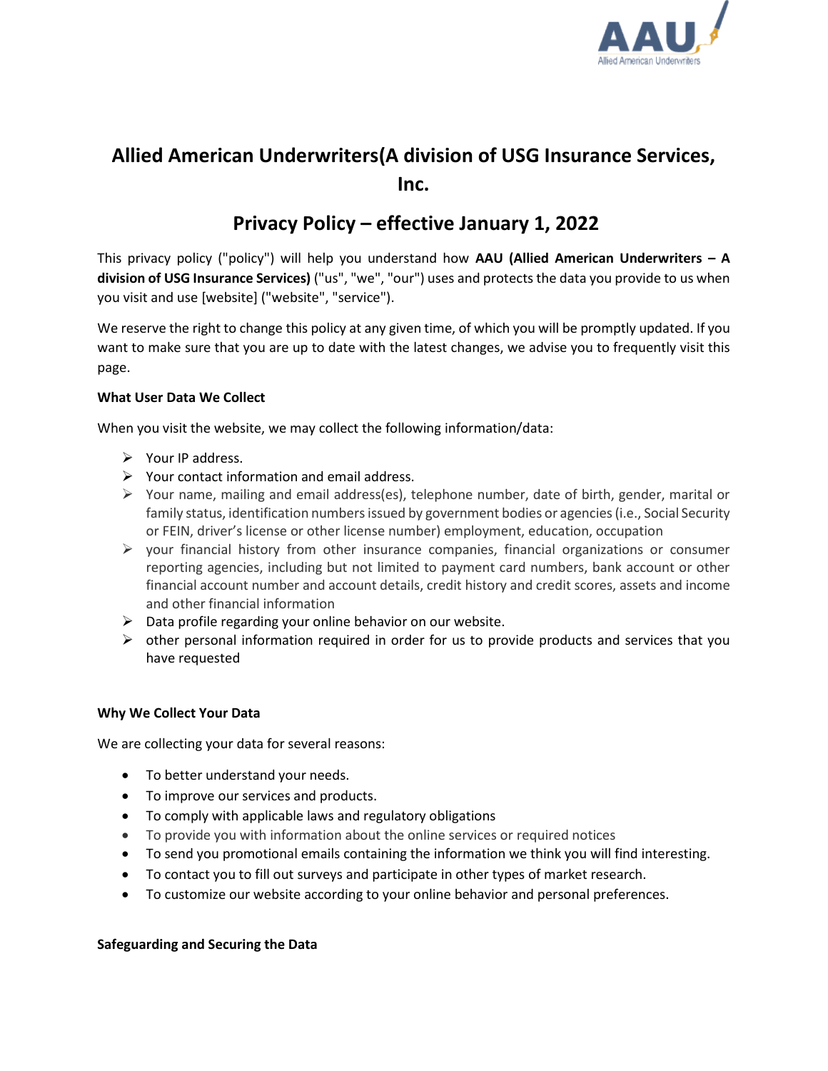# Allied American Underwriters(A division of USG Insurance Services, Inc.

## Privacy Policy – effective January 1, 2022

This privacy policy ("policy") will help you understand how **AAU (Allied American Underwriters – A division of USG Insurance Services)** ("us", "we", "our") uses and protects the data you provide to us when you visit and use [website] ("website", "service").

We reserve the right to change this policy at any given time, of which you will be promptly updated. If you want to make sure that you are up to date with the latest changes, we advise you to frequently visit this page.

**What User Data We Collect**

When you visit the website, we may collect the following information/data:

- Your IP address.
- Your contact information and email address.
- Your name, mailing and email address(es), telephone number, date of birth, gender, marital or family status, identification numbers issued by government bodies or agencies (i.e., Social Security or FEIN, driver's license or other license number) employment, education, occupation
- your financial history from other insurance companies, financial organizations or consumer reporting agencies, including but not limited to payment card numbers, bank account or other financial account number and account details, credit history and credit scores, assets and income and other financial information
- Data profile regarding your online behavior on our website.
- other personal information required in order for us to provide products and services that you have requested

**Why We Collect Your Data**

We are collecting your data for several reasons:

- To better understand your needs.
- To improve our services and products.
- To comply with applicable laws and regulatory obligations
- To provide you with information about the online services or required notices
- To send you promotional emails containing the information we think you will find interesting.
- To contact you to fill out surveys and participate in other types of market research.
- To customize our website according to your online behavior and personal preferences.

**Safeguarding and Securing the Data**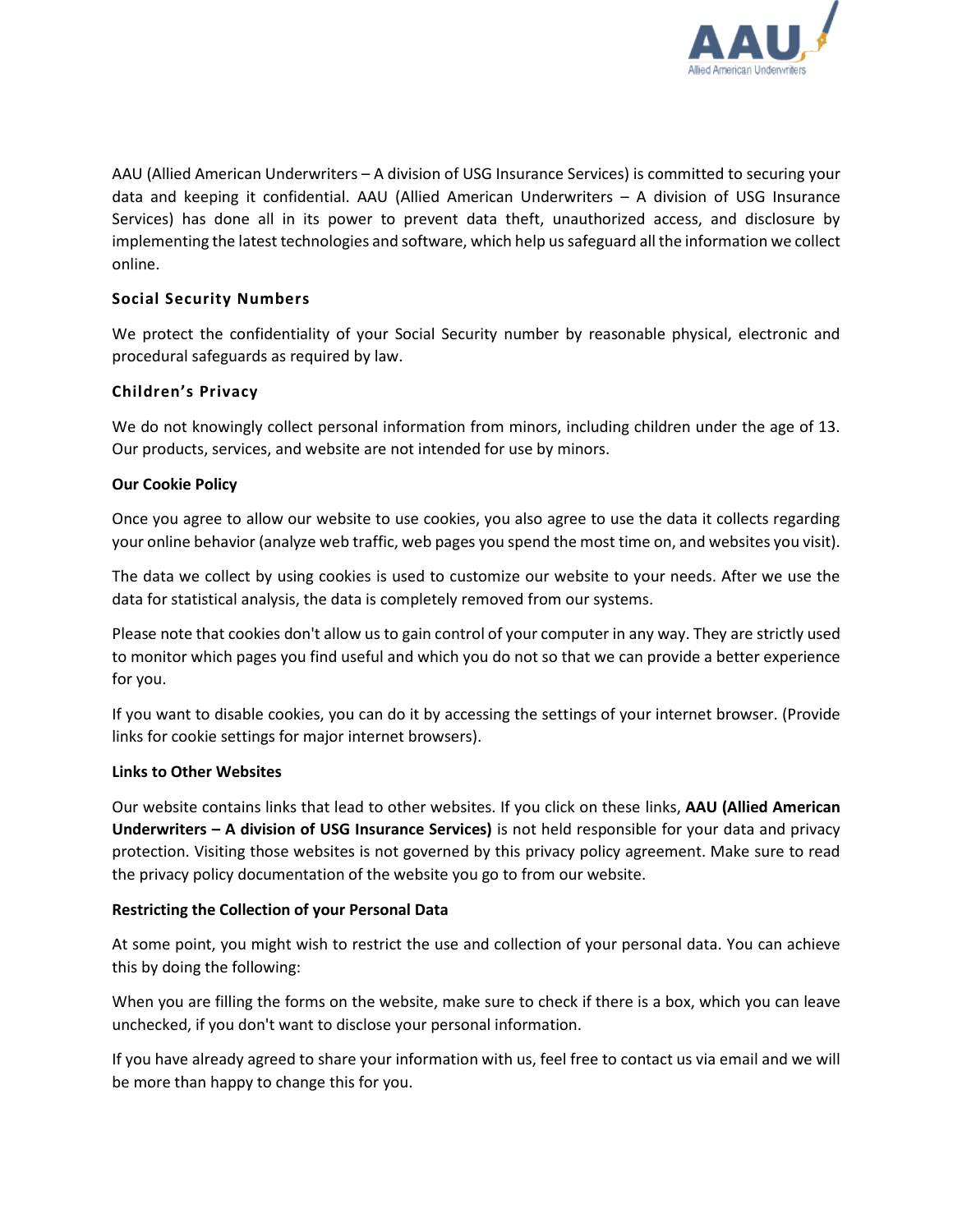AAU (Allied American Underwriters – A division of USG Insurance Services) is committed to securing your data and keeping it confidential. AAU (Allied American Underwriters – A division of USG Insurance Services) has done all in its power to prevent data theft, unauthorized access, and disclosure by implementing the latest technologies and software, which help us safeguard all the information we collect online.

**Social Security Numbers**

We protect the confidentiality of your Social Security number by reasonable physical, electronic and procedural safeguards as required by law.

**Children's Privacy**

We do not knowingly collect personal information from minors, including children under the age of 13. Our products, services, and website are not intended for use by minors.

**Our Cookie Policy**

Once you agree to allow our website to use cookies, you also agree to use the data it collects regarding your online behavior (analyze web traffic, web pages you spend the most time on, and websites you visit).

The data we collect by using cookies is used to customize our website to your needs. After we use the data for statistical analysis, the data is completely removed from our systems.

Please note that cookies don't allow us to gain control of your computer in any way. They are strictly used to monitor which pages you find useful and which you do not so that we can provide a better experience for you.

If you want to disable cookies, you can do it by accessing the settings of your internet browser. (Provide links for cookie settings for major internet browsers).

**Links to Other Websites**

Our website contains links that lead to other websites. If you click on these links, **AAU (Allied American Underwriters – A division of USG Insurance Services)** is not held responsible for your data and privacy protection. Visiting those websites is not governed by this privacy policy agreement. Make sure to read the privacy policy documentation of the website you go to from our website.

**Restricting the Collection of your Personal Data**

At some point, you might wish to restrict the use and collection of your personal data. You can achieve this by doing the following:

When you are filling the forms on the website, make sure to check if there is a box, which you can leave unchecked, if you don't want to disclose your personal information.

If you have already agreed to share your information with us, feel free to contact us via email and we will be more than happy to change this for you.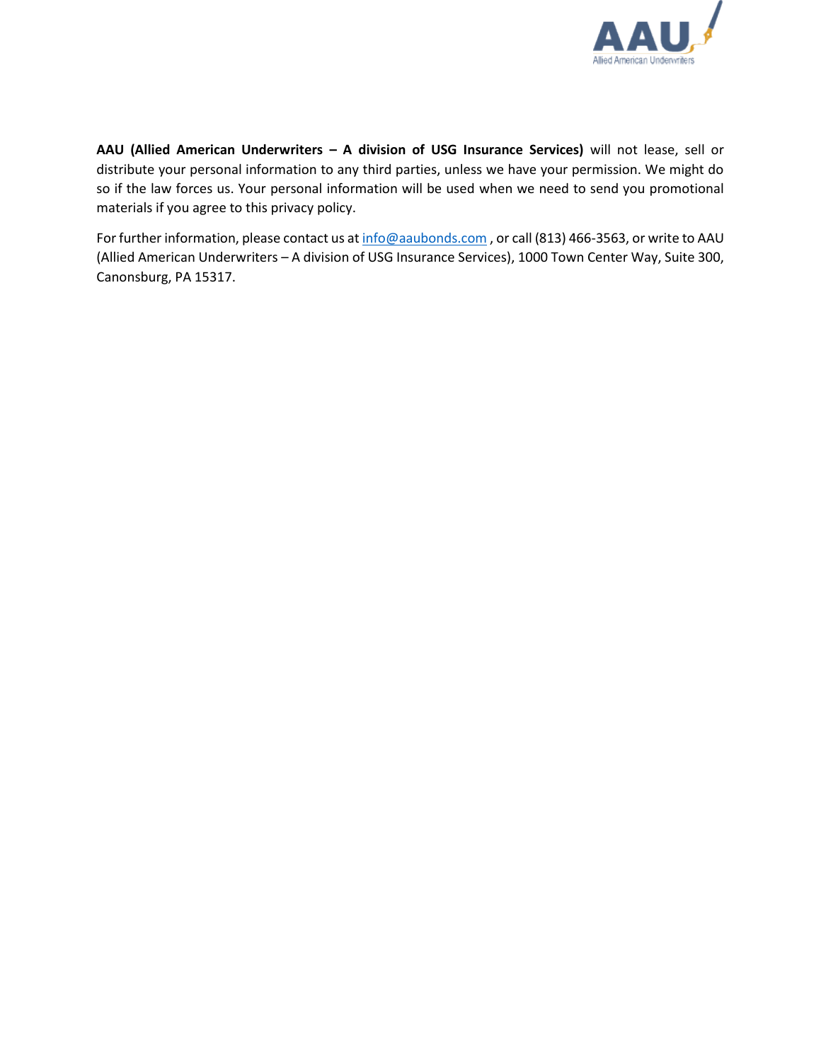**AAU (Allied American Underwriters – A division of USG Insurance Services)** will not lease, sell or distribute your personal information to any third parties, unless we have your permission. We might do so if the law forces us. Your personal information will be used when we need to send you promotional materials if you agree to this privacy policy.

For further information, please contact us at info@aaubonds.com , or call (813) 466-3563, or write to AAU (Allied American Underwriters – A division of USG Insurance Services), 1000 Town Center Way, Suite 300, Canonsburg, PA 15317.